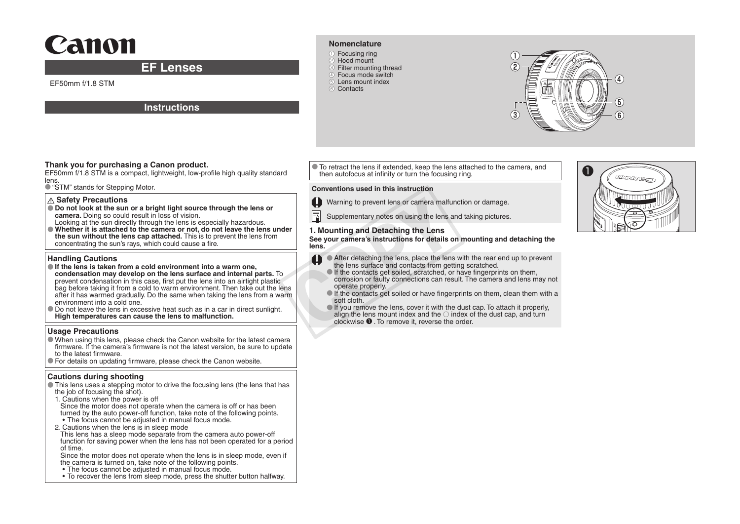# Canon

## EF Lenses

EF50mm f/1.8 STM

## Instructions

### Nomenclature

① Focusing ring
② Hood mount
③ Filter mounting thread
④ Focus mode switch
⑤ Lens mount index
⑥ Contacts

**Thank you for purchasing a Canon product.**
EF50mm f/1.8 STM is a compact, lightweight, low-profile high quality standard lens.

- "STM" stands for Stepping Motor.

### ⚠ Safety Precautions

- **Do not look at the sun or a bright light source through the lens or camera.** Doing so could result in loss of vision.
  Looking at the sun directly through the lens is especially hazardous.
- **Whether it is attached to the camera or not, do not leave the lens under the sun without the lens cap attached.** This is to prevent the lens from concentrating the sun's rays, which could cause a fire.

### Handling Cautions

- **If the lens is taken from a cold environment into a warm one, condensation may develop on the lens surface and internal parts.** To prevent condensation in this case, first put the lens into an airtight plastic bag before taking it from a cold to warm environment. Then take out the lens after it has warmed gradually. Do the same when taking the lens from a warm environment into a cold one.
- Do not leave the lens in excessive heat such as in a car in direct sunlight. **High temperatures can cause the lens to malfunction.**

### Usage Precautions

- When using this lens, please check the Canon website for the latest camera firmware. If the camera's firmware is not the latest version, be sure to update to the latest firmware.
- For details on updating firmware, please check the Canon website.

### Cautions during shooting

- This lens uses a stepping motor to drive the focusing lens (the lens that has the job of focusing the shot).
  1. Cautions when the power is off
     Since the motor does not operate when the camera is off or has been turned by the auto power-off function, take note of the following points.
     - The focus cannot be adjusted in manual focus mode.
  2. Cautions when the lens is in sleep mode
     This lens has a sleep mode separate from the camera auto power-off function for saving power when the lens has not been operated for a period of time.
     Since the motor does not operate when the lens is in sleep mode, even if the camera is turned on, take note of the following points.
     - The focus cannot be adjusted in manual focus mode.
     - To recover the lens from sleep mode, press the shutter button halfway.

- To retract the lens if extended, keep the lens attached to the camera, and then autofocus at infinity or turn the focusing ring.

**Conventions used in this instruction**

❗ Warning to prevent lens or camera malfunction or damage.

📄 Supplementary notes on using the lens and taking pictures.

### 1. Mounting and Detaching the Lens

**See your camera's instructions for details on mounting and detaching the lens.**

- After detaching the lens, place the lens with the rear end up to prevent the lens surface and contacts from getting scratched.
- If the contacts get soiled, scratched, or have fingerprints on them, corrosion or faulty connections can result. The camera and lens may not operate properly.
- If the contacts get soiled or have fingerprints on them, clean them with a soft cloth.
- If you remove the lens, cover it with the dust cap. To attach it properly, align the lens mount index and the ○ index of the dust cap, and turn clockwise ❶. To remove it, reverse the order.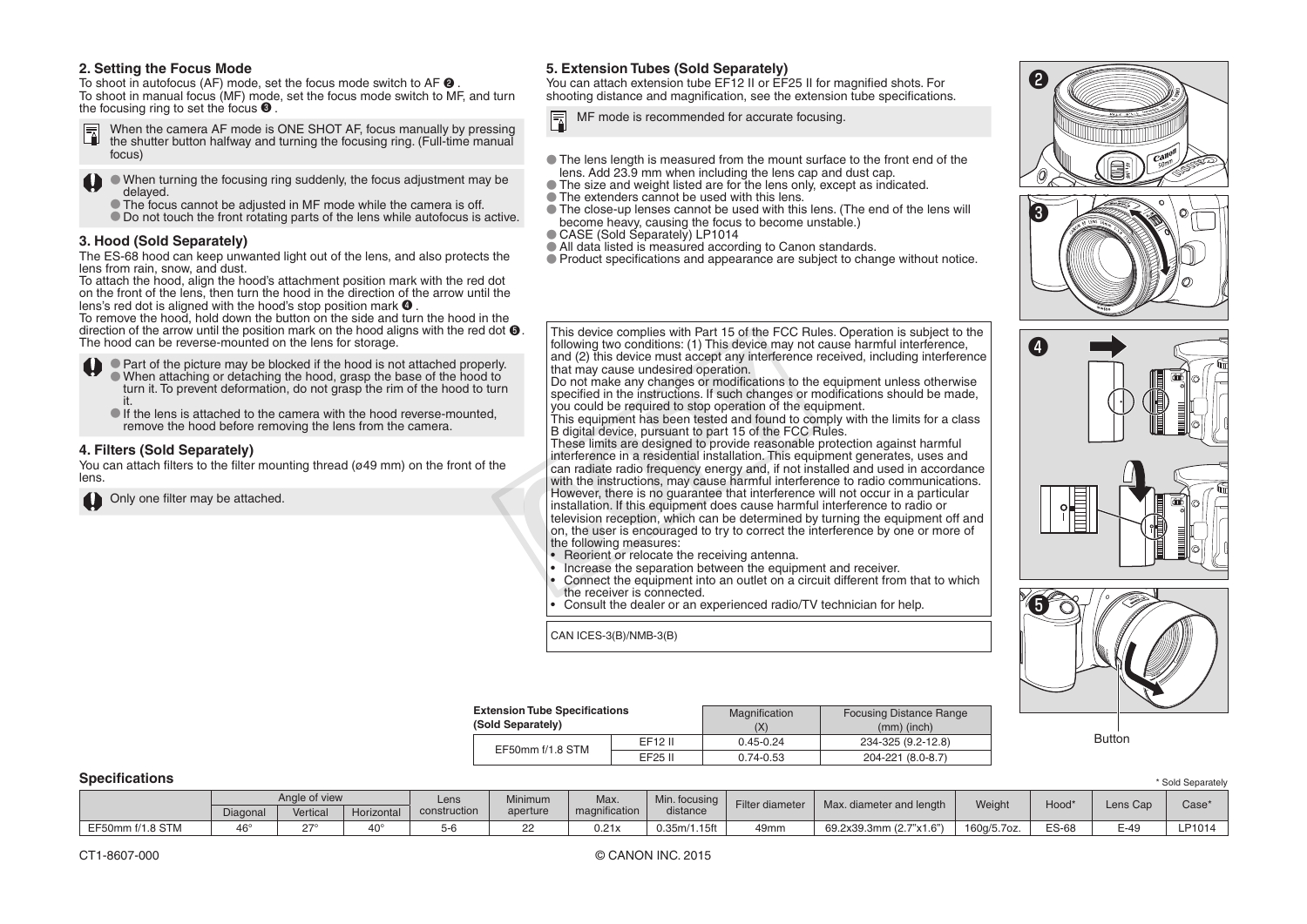## 2. Setting the Focus Mode

To shoot in autofocus (AF) mode, set the focus mode switch to AF ❷.
To shoot in manual focus (MF) mode, set the focus mode switch to MF, and turn the focusing ring to set the focus ❸.

When the camera AF mode is ONE SHOT AF, focus manually by pressing the shutter button halfway and turning the focusing ring. (Full-time manual focus)

- When turning the focusing ring suddenly, the focus adjustment may be delayed.
- The focus cannot be adjusted in MF mode while the camera is off.
- Do not touch the front rotating parts of the lens while autofocus is active.

## 3. Hood (Sold Separately)

The ES-68 hood can keep unwanted light out of the lens, and also protects the lens from rain, snow, and dust.
To attach the hood, align the hood's attachment position mark with the red dot on the front of the lens, then turn the hood in the direction of the arrow until the lens's red dot is aligned with the hood's stop position mark ❹.
To remove the hood, hold down the button on the side and turn the hood in the direction of the arrow until the position mark on the hood aligns with the red dot ❺.
The hood can be reverse-mounted on the lens for storage.

- Part of the picture may be blocked if the hood is not attached properly.
- When attaching or detaching the hood, grasp the base of the hood to turn it. To prevent deformation, do not grasp the rim of the hood to turn it.
- If the lens is attached to the camera with the hood reverse-mounted, remove the hood before removing the lens from the camera.

## 4. Filters (Sold Separately)

You can attach filters to the filter mounting thread (ø49 mm) on the front of the lens.

Only one filter may be attached.

## 5. Extension Tubes (Sold Separately)

You can attach extension tube EF12 II or EF25 II for magnified shots. For shooting distance and magnification, see the extension tube specifications.

MF mode is recommended for accurate focusing.

- The lens length is measured from the mount surface to the front end of the lens. Add 23.9 mm when including the lens cap and dust cap.
- The size and weight listed are for the lens only, except as indicated.
- The extenders cannot be used with this lens.
- The close-up lenses cannot be used with this lens. (The end of the lens will become heavy, causing the focus to become unstable.)
- CASE (Sold Separately) LP1014
- All data listed is measured according to Canon standards.
- Product specifications and appearance are subject to change without notice.

This device complies with Part 15 of the FCC Rules. Operation is subject to the following two conditions: (1) This device may not cause harmful interference, and (2) this device must accept any interference received, including interference that may cause undesired operation.
Do not make any changes or modifications to the equipment unless otherwise specified in the instructions. If such changes or modifications should be made, you could be required to stop operation of the equipment.
This equipment has been tested and found to comply with the limits for a class B digital device, pursuant to part 15 of the FCC Rules.
These limits are designed to provide reasonable protection against harmful interference in a residential installation. This equipment generates, uses and can radiate radio frequency energy and, if not installed and used in accordance with the instructions, may cause harmful interference to radio communications. However, there is no guarantee that interference will not occur in a particular installation. If this equipment does cause harmful interference to radio or television reception, which can be determined by turning the equipment off and on, the user is encouraged to try to correct the interference by one or more of the following measures:

- Reorient or relocate the receiving antenna.
- Increase the separation between the equipment and receiver.
- Connect the equipment into an outlet on a circuit different from that to which the receiver is connected.
- Consult the dealer or an experienced radio/TV technician for help.

CAN ICES-3(B)/NMB-3(B)

Button

| Extension Tube Specifications (Sold Separately) | | Magnification (X) | Focusing Distance Range (mm) (inch) |
|---|---|---|---|
| EF50mm f/1.8 STM | EF12 II | 0.45-0.24 | 234-325 (9.2-12.8) |
| | EF25 II | 0.74-0.53 | 204-221 (8.0-8.7) |

## Specifications

\* Sold Separately

| | Angle of view | | | Lens construction | Minimum aperture | Max. magnification | Min. focusing distance | Filter diameter | Max. diameter and length | Weight | Hood* | Lens Cap | Case* |
|---|---|---|---|---|---|---|---|---|---|---|---|---|---|
| | Diagonal | Vertical | Horizontal | | | | | | | | | | |
| EF50mm f/1.8 STM | 46° | 27° | 40° | 5-6 | 22 | 0.21x | 0.35m/1.15ft | 49mm | 69.2x39.3mm (2.7"x1.6") | 160g/5.7oz. | ES-68 | E-49 | LP1014 |

CT1-8607-000

© CANON INC. 2015